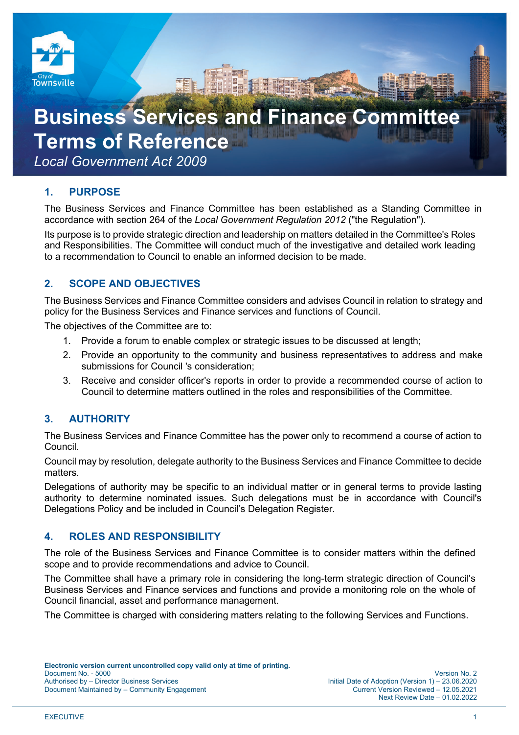# Business Services and Finance Committee Terms of Reference

*Local Government Act 2009*

## 1. PURPOSE

The Business Services and Finance Committee has been established as a Standing Committee in accordance with section 264 of the *Local Government Regulation 2012* ("the Regulation").

Its purpose is to provide strategic direction and leadership on matters detailed in the Committee's Roles and Responsibilities. The Committee will conduct much of the investigative and detailed work leading to a recommendation to Council to enable an informed decision to be made.

## 2. SCOPE AND OBJECTIVES

The Business Services and Finance Committee considers and advises Council in relation to strategy and policy for the Business Services and Finance services and functions of Council.

The objectives of the Committee are to:

1. Provide a forum to enable complex or strategic issues to be discussed at length;
2. Provide an opportunity to the community and business representatives to address and make submissions for Council 's consideration;
3. Receive and consider officer's reports in order to provide a recommended course of action to Council to determine matters outlined in the roles and responsibilities of the Committee.

## 3. AUTHORITY

The Business Services and Finance Committee has the power only to recommend a course of action to Council.

Council may by resolution, delegate authority to the Business Services and Finance Committee to decide matters.

Delegations of authority may be specific to an individual matter or in general terms to provide lasting authority to determine nominated issues. Such delegations must be in accordance with Council's Delegations Policy and be included in Council's Delegation Register.

## 4. ROLES AND RESPONSIBILITY

The role of the Business Services and Finance Committee is to consider matters within the defined scope and to provide recommendations and advice to Council.

The Committee shall have a primary role in considering the long-term strategic direction of Council's Business Services and Finance services and functions and provide a monitoring role on the whole of Council financial, asset and performance management.

The Committee is charged with considering matters relating to the following Services and Functions.

**Electronic version current uncontrolled copy valid only at time of printing.**
Document No. - 5000
Authorised by – Director Business Services
Document Maintained by – Community Engagement

Version No. 2
Initial Date of Adoption (Version 1) – 23.06.2020
Current Version Reviewed – 12.05.2021
Next Review Date – 01.02.2022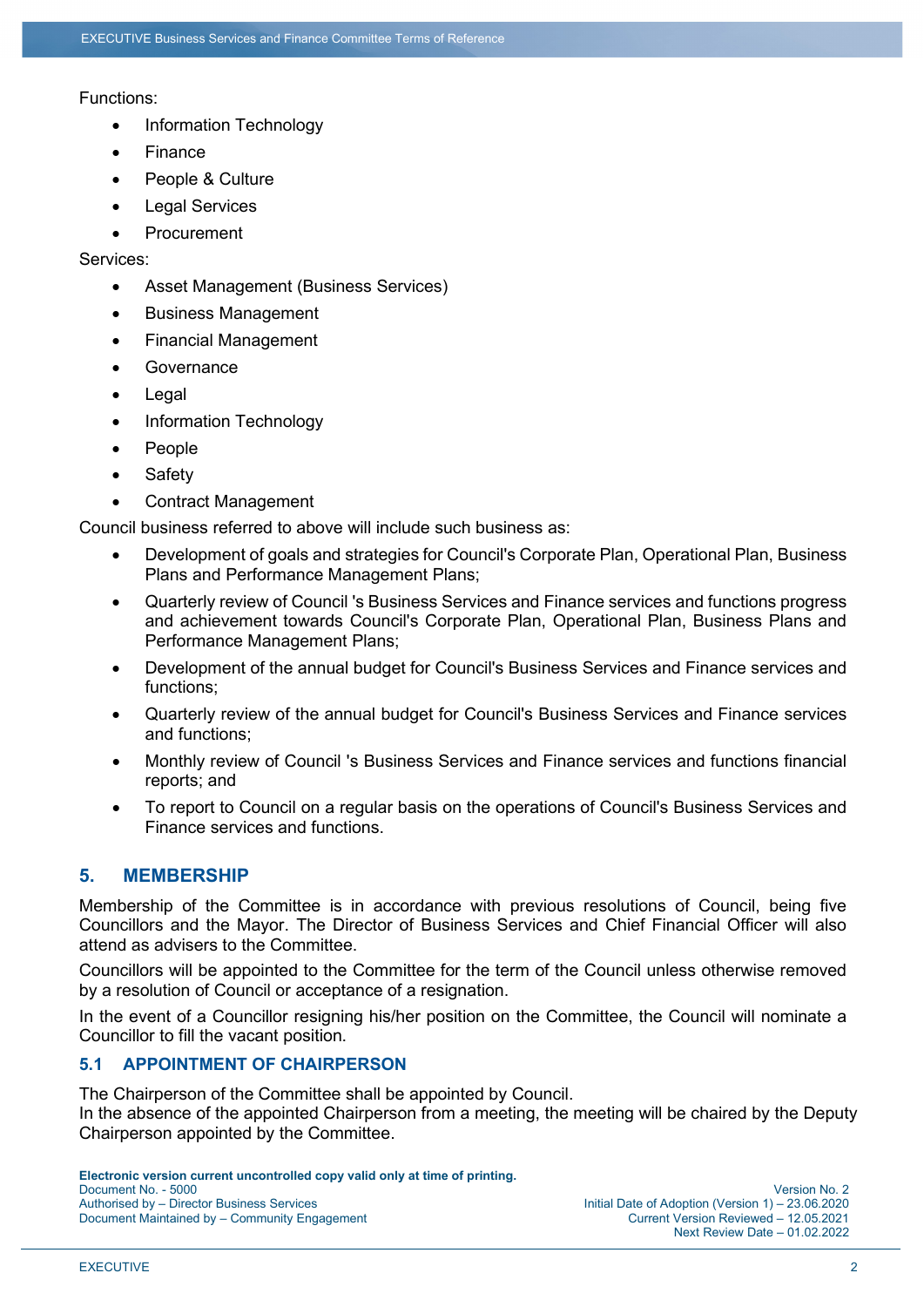Functions:

- Information Technology
- Finance
- People & Culture
- Legal Services
- Procurement

Services:

- Asset Management (Business Services)
- Business Management
- Financial Management
- Governance
- Legal
- Information Technology
- People
- Safety
- Contract Management

Council business referred to above will include such business as:

- Development of goals and strategies for Council's Corporate Plan, Operational Plan, Business Plans and Performance Management Plans;
- Quarterly review of Council 's Business Services and Finance services and functions progress and achievement towards Council's Corporate Plan, Operational Plan, Business Plans and Performance Management Plans;
- Development of the annual budget for Council's Business Services and Finance services and functions;
- Quarterly review of the annual budget for Council's Business Services and Finance services and functions;
- Monthly review of Council 's Business Services and Finance services and functions financial reports; and
- To report to Council on a regular basis on the operations of Council's Business Services and Finance services and functions.

## 5. MEMBERSHIP

Membership of the Committee is in accordance with previous resolutions of Council, being five Councillors and the Mayor. The Director of Business Services and Chief Financial Officer will also attend as advisers to the Committee.

Councillors will be appointed to the Committee for the term of the Council unless otherwise removed by a resolution of Council or acceptance of a resignation.

In the event of a Councillor resigning his/her position on the Committee, the Council will nominate a Councillor to fill the vacant position.

### 5.1 APPOINTMENT OF CHAIRPERSON

The Chairperson of the Committee shall be appointed by Council.
In the absence of the appointed Chairperson from a meeting, the meeting will be chaired by the Deputy Chairperson appointed by the Committee.

**Electronic version current uncontrolled copy valid only at time of printing.**
Document No. - 5000
Authorised by – Director Business Services
Document Maintained by – Community Engagement

Version No. 2
Initial Date of Adoption (Version 1) – 23.06.2020
Current Version Reviewed – 12.05.2021
Next Review Date – 01.02.2022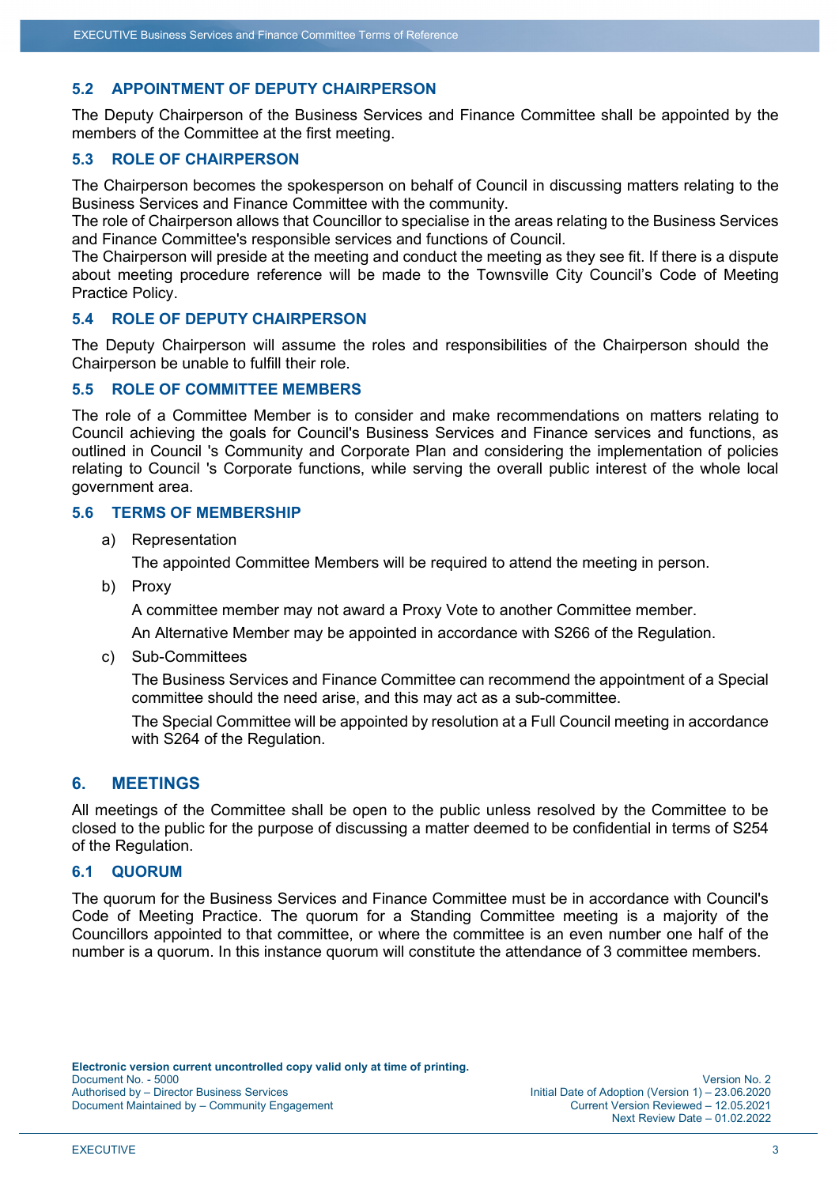### 5.2 APPOINTMENT OF DEPUTY CHAIRPERSON

The Deputy Chairperson of the Business Services and Finance Committee shall be appointed by the members of the Committee at the first meeting.

### 5.3 ROLE OF CHAIRPERSON

The Chairperson becomes the spokesperson on behalf of Council in discussing matters relating to the Business Services and Finance Committee with the community.
The role of Chairperson allows that Councillor to specialise in the areas relating to the Business Services and Finance Committee's responsible services and functions of Council.
The Chairperson will preside at the meeting and conduct the meeting as they see fit. If there is a dispute about meeting procedure reference will be made to the Townsville City Council's Code of Meeting Practice Policy.

### 5.4 ROLE OF DEPUTY CHAIRPERSON

The Deputy Chairperson will assume the roles and responsibilities of the Chairperson should the Chairperson be unable to fulfill their role.

### 5.5 ROLE OF COMMITTEE MEMBERS

The role of a Committee Member is to consider and make recommendations on matters relating to Council achieving the goals for Council's Business Services and Finance services and functions, as outlined in Council 's Community and Corporate Plan and considering the implementation of policies relating to Council 's Corporate functions, while serving the overall public interest of the whole local government area.

### 5.6 TERMS OF MEMBERSHIP

a) Representation

   The appointed Committee Members will be required to attend the meeting in person.

b) Proxy

   A committee member may not award a Proxy Vote to another Committee member.

   An Alternative Member may be appointed in accordance with S266 of the Regulation.

c) Sub-Committees

   The Business Services and Finance Committee can recommend the appointment of a Special committee should the need arise, and this may act as a sub-committee.

   The Special Committee will be appointed by resolution at a Full Council meeting in accordance with S264 of the Regulation.

## 6. MEETINGS

All meetings of the Committee shall be open to the public unless resolved by the Committee to be closed to the public for the purpose of discussing a matter deemed to be confidential in terms of S254 of the Regulation.

### 6.1 QUORUM

The quorum for the Business Services and Finance Committee must be in accordance with Council's Code of Meeting Practice. The quorum for a Standing Committee meeting is a majority of the Councillors appointed to that committee, or where the committee is an even number one half of the number is a quorum. In this instance quorum will constitute the attendance of 3 committee members.

**Electronic version current uncontrolled copy valid only at time of printing.**
Document No. - 5000
Authorised by – Director Business Services
Document Maintained by – Community Engagement

Version No. 2
Initial Date of Adoption (Version 1) – 23.06.2020
Current Version Reviewed – 12.05.2021
Next Review Date – 01.02.2022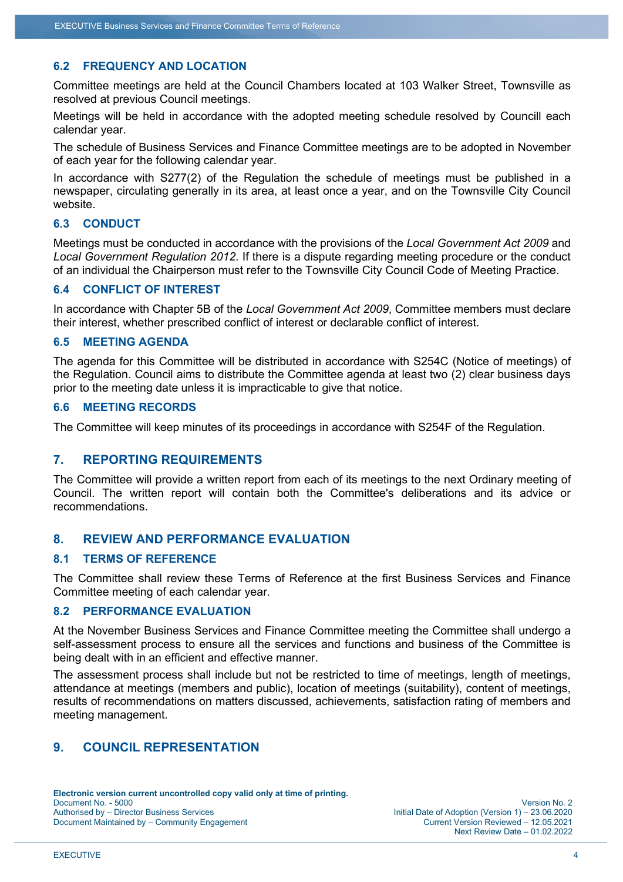### 6.2 FREQUENCY AND LOCATION

Committee meetings are held at the Council Chambers located at 103 Walker Street, Townsville as resolved at previous Council meetings.

Meetings will be held in accordance with the adopted meeting schedule resolved by Councill each calendar year.

The schedule of Business Services and Finance Committee meetings are to be adopted in November of each year for the following calendar year.

In accordance with S277(2) of the Regulation the schedule of meetings must be published in a newspaper, circulating generally in its area, at least once a year, and on the Townsville City Council website.

### 6.3 CONDUCT

Meetings must be conducted in accordance with the provisions of the *Local Government Act 2009* and *Local Government Regulation 2012*. If there is a dispute regarding meeting procedure or the conduct of an individual the Chairperson must refer to the Townsville City Council Code of Meeting Practice.

### 6.4 CONFLICT OF INTEREST

In accordance with Chapter 5B of the *Local Government Act 2009*, Committee members must declare their interest, whether prescribed conflict of interest or declarable conflict of interest.

### 6.5 MEETING AGENDA

The agenda for this Committee will be distributed in accordance with S254C (Notice of meetings) of the Regulation. Council aims to distribute the Committee agenda at least two (2) clear business days prior to the meeting date unless it is impracticable to give that notice.

### 6.6 MEETING RECORDS

The Committee will keep minutes of its proceedings in accordance with S254F of the Regulation.

## 7. REPORTING REQUIREMENTS

The Committee will provide a written report from each of its meetings to the next Ordinary meeting of Council. The written report will contain both the Committee's deliberations and its advice or recommendations.

## 8. REVIEW AND PERFORMANCE EVALUATION

### 8.1 TERMS OF REFERENCE

The Committee shall review these Terms of Reference at the first Business Services and Finance Committee meeting of each calendar year.

### 8.2 PERFORMANCE EVALUATION

At the November Business Services and Finance Committee meeting the Committee shall undergo a self-assessment process to ensure all the services and functions and business of the Committee is being dealt with in an efficient and effective manner.

The assessment process shall include but not be restricted to time of meetings, length of meetings, attendance at meetings (members and public), location of meetings (suitability), content of meetings, results of recommendations on matters discussed, achievements, satisfaction rating of members and meeting management.

## 9. COUNCIL REPRESENTATION

**Electronic version current uncontrolled copy valid only at time of printing.**
Document No. - 5000
Authorised by – Director Business Services
Document Maintained by – Community Engagement

Version No. 2
Initial Date of Adoption (Version 1) – 23.06.2020
Current Version Reviewed – 12.05.2021
Next Review Date – 01.02.2022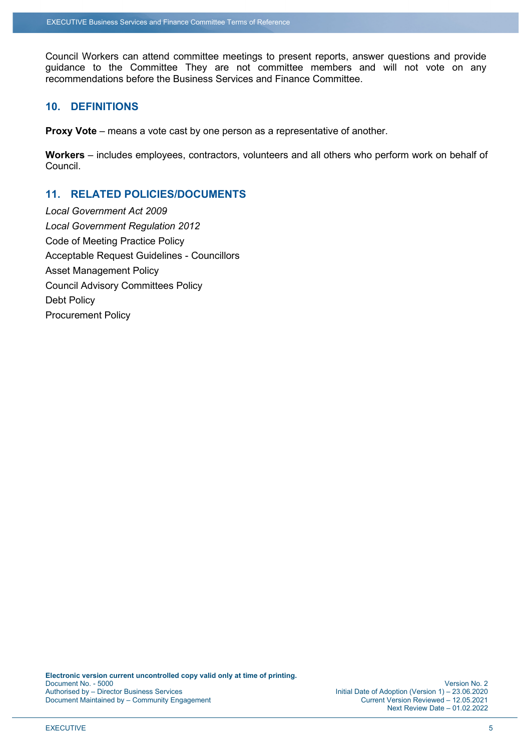Council Workers can attend committee meetings to present reports, answer questions and provide guidance to the Committee They are not committee members and will not vote on any recommendations before the Business Services and Finance Committee.

## 10. DEFINITIONS

**Proxy Vote** – means a vote cast by one person as a representative of another.

**Workers** – includes employees, contractors, volunteers and all others who perform work on behalf of Council.

## 11. RELATED POLICIES/DOCUMENTS

*Local Government Act 2009*

*Local Government Regulation 2012*

Code of Meeting Practice Policy

Acceptable Request Guidelines - Councillors

Asset Management Policy

Council Advisory Committees Policy

Debt Policy

Procurement Policy

**Electronic version current uncontrolled copy valid only at time of printing.**
Document No. - 5000
Authorised by – Director Business Services
Document Maintained by – Community Engagement

Version No. 2
Initial Date of Adoption (Version 1) – 23.06.2020
Current Version Reviewed – 12.05.2021
Next Review Date – 01.02.2022